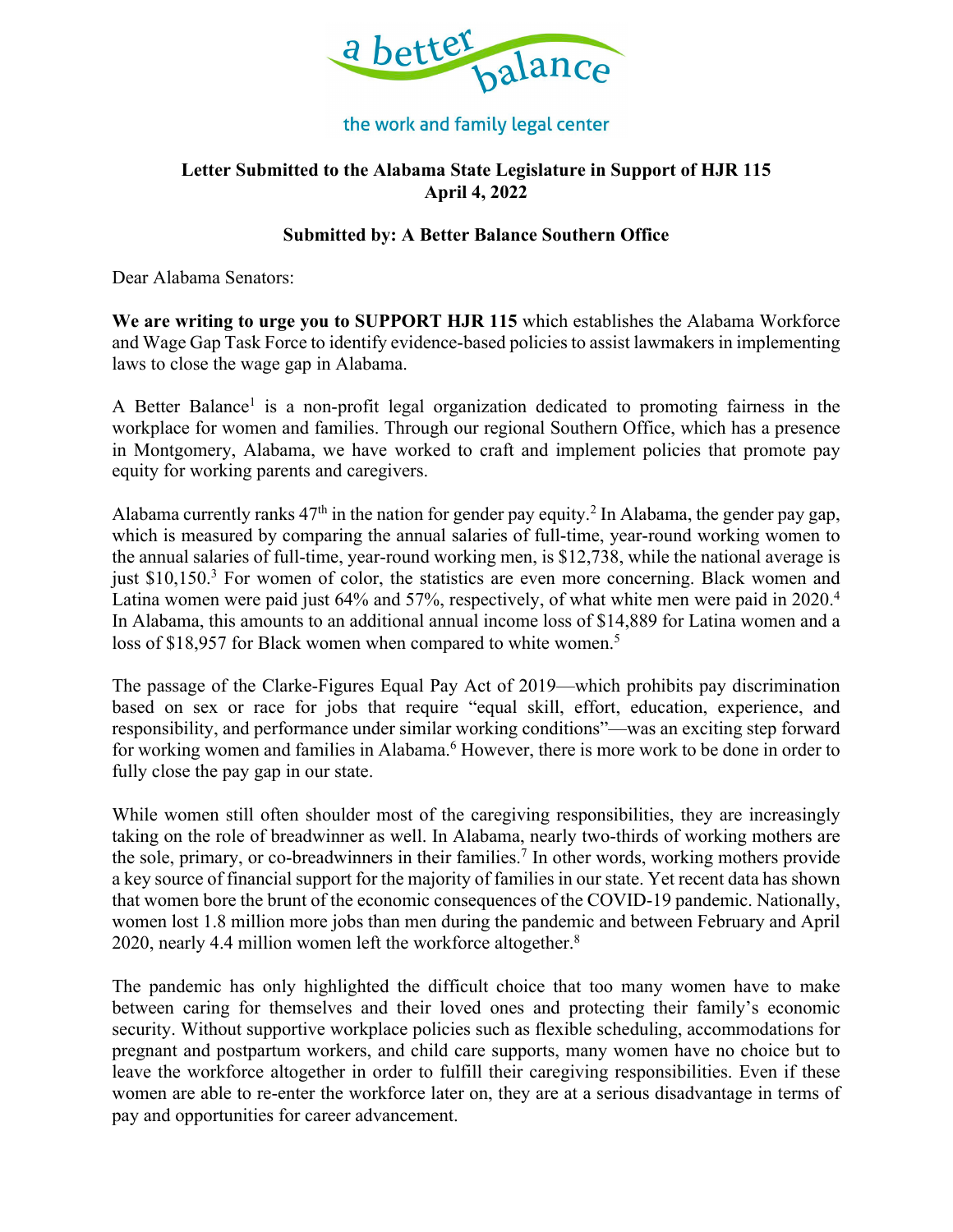a better balance

the work and family legal center

**Letter Submitted to the Alabama State Legislature in Support of HJR 115**
**April 4, 2022**

**Submitted by: A Better Balance Southern Office**

Dear Alabama Senators:

**We are writing to urge you to SUPPORT HJR 115** which establishes the Alabama Workforce and Wage Gap Task Force to identify evidence-based policies to assist lawmakers in implementing laws to close the wage gap in Alabama.

A Better Balance[1] is a non-profit legal organization dedicated to promoting fairness in the workplace for women and families. Through our regional Southern Office, which has a presence in Montgomery, Alabama, we have worked to craft and implement policies that promote pay equity for working parents and caregivers.

Alabama currently ranks 47th in the nation for gender pay equity.[2] In Alabama, the gender pay gap, which is measured by comparing the annual salaries of full-time, year-round working women to the annual salaries of full-time, year-round working men, is $12,738, while the national average is just $10,150.[3] For women of color, the statistics are even more concerning. Black women and Latina women were paid just 64% and 57%, respectively, of what white men were paid in 2020.[4] In Alabama, this amounts to an additional annual income loss of $14,889 for Latina women and a loss of $18,957 for Black women when compared to white women.[5]

The passage of the Clarke-Figures Equal Pay Act of 2019—which prohibits pay discrimination based on sex or race for jobs that require "equal skill, effort, education, experience, and responsibility, and performance under similar working conditions"—was an exciting step forward for working women and families in Alabama.[6] However, there is more work to be done in order to fully close the pay gap in our state.

While women still often shoulder most of the caregiving responsibilities, they are increasingly taking on the role of breadwinner as well. In Alabama, nearly two-thirds of working mothers are the sole, primary, or co-breadwinners in their families.[7] In other words, working mothers provide a key source of financial support for the majority of families in our state. Yet recent data has shown that women bore the brunt of the economic consequences of the COVID-19 pandemic. Nationally, women lost 1.8 million more jobs than men during the pandemic and between February and April 2020, nearly 4.4 million women left the workforce altogether.[8]

The pandemic has only highlighted the difficult choice that too many women have to make between caring for themselves and their loved ones and protecting their family's economic security. Without supportive workplace policies such as flexible scheduling, accommodations for pregnant and postpartum workers, and child care supports, many women have no choice but to leave the workforce altogether in order to fulfill their caregiving responsibilities. Even if these women are able to re-enter the workforce later on, they are at a serious disadvantage in terms of pay and opportunities for career advancement.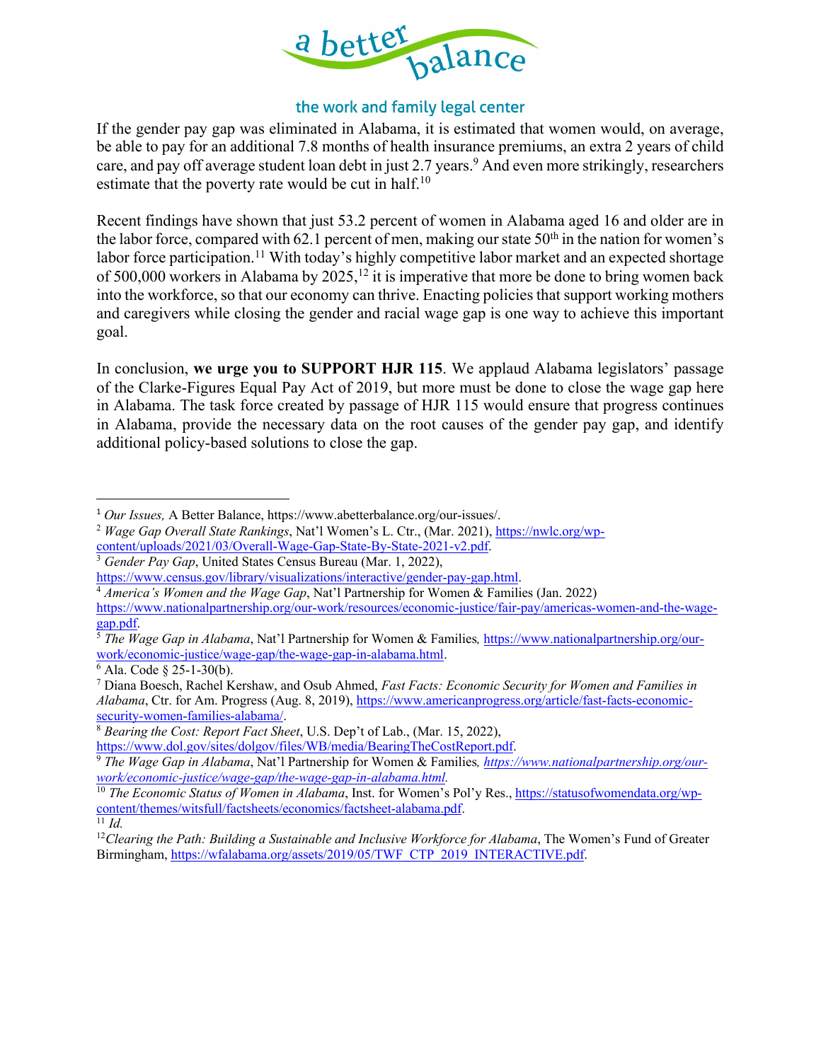If the gender pay gap was eliminated in Alabama, it is estimated that women would, on average, be able to pay for an additional 7.8 months of health insurance premiums, an extra 2 years of child care, and pay off average student loan debt in just 2.7 years.[9] And even more strikingly, researchers estimate that the poverty rate would be cut in half.[10]

Recent findings have shown that just 53.2 percent of women in Alabama aged 16 and older are in the labor force, compared with 62.1 percent of men, making our state 50th in the nation for women's labor force participation.[11] With today's highly competitive labor market and an expected shortage of 500,000 workers in Alabama by 2025,[12] it is imperative that more be done to bring women back into the workforce, so that our economy can thrive. Enacting policies that support working mothers and caregivers while closing the gender and racial wage gap is one way to achieve this important goal.

In conclusion, **we urge you to SUPPORT HJR 115**. We applaud Alabama legislators' passage of the Clarke-Figures Equal Pay Act of 2019, but more must be done to close the wage gap here in Alabama. The task force created by passage of HJR 115 would ensure that progress continues in Alabama, provide the necessary data on the root causes of the gender pay gap, and identify additional policy-based solutions to close the gap.

---

[1] *Our Issues,* A Better Balance, https://www.abetterbalance.org/our-issues/.

[2] *Wage Gap Overall State Rankings*, Nat'l Women's L. Ctr., (Mar. 2021), https://nwlc.org/wp-content/uploads/2021/03/Overall-Wage-Gap-State-By-State-2021-v2.pdf.

[3] *Gender Pay Gap*, United States Census Bureau (Mar. 1, 2022), https://www.census.gov/library/visualizations/interactive/gender-pay-gap.html.

[4] *America's Women and the Wage Gap*, Nat'l Partnership for Women & Families (Jan. 2022) https://www.nationalpartnership.org/our-work/resources/economic-justice/fair-pay/americas-women-and-the-wage-gap.pdf.

[5] *The Wage Gap in Alabama*, Nat'l Partnership for Women & Families, https://www.nationalpartnership.org/our-work/economic-justice/wage-gap/the-wage-gap-in-alabama.html.

[6] Ala. Code § 25-1-30(b).

[7] Diana Boesch, Rachel Kershaw, and Osub Ahmed, *Fast Facts: Economic Security for Women and Families in Alabama*, Ctr. for Am. Progress (Aug. 8, 2019), https://www.americanprogress.org/article/fast-facts-economic-security-women-families-alabama/.

[8] *Bearing the Cost: Report Fact Sheet*, U.S. Dep't of Lab., (Mar. 15, 2022), https://www.dol.gov/sites/dolgov/files/WB/media/BearingTheCostReport.pdf.

[9] *The Wage Gap in Alabama*, Nat'l Partnership for Women & Families, *https://www.nationalpartnership.org/our-work/economic-justice/wage-gap/the-wage-gap-in-alabama.html.*

[10] *The Economic Status of Women in Alabama*, Inst. for Women's Pol'y Res., https://statusofwomendata.org/wp-content/themes/witsfull/factsheets/economics/factsheet-alabama.pdf.

[11] *Id.*

[12] *Clearing the Path: Building a Sustainable and Inclusive Workforce for Alabama*, The Women's Fund of Greater Birmingham, https://wfalabama.org/assets/2019/05/TWF_CTP_2019_INTERACTIVE.pdf.